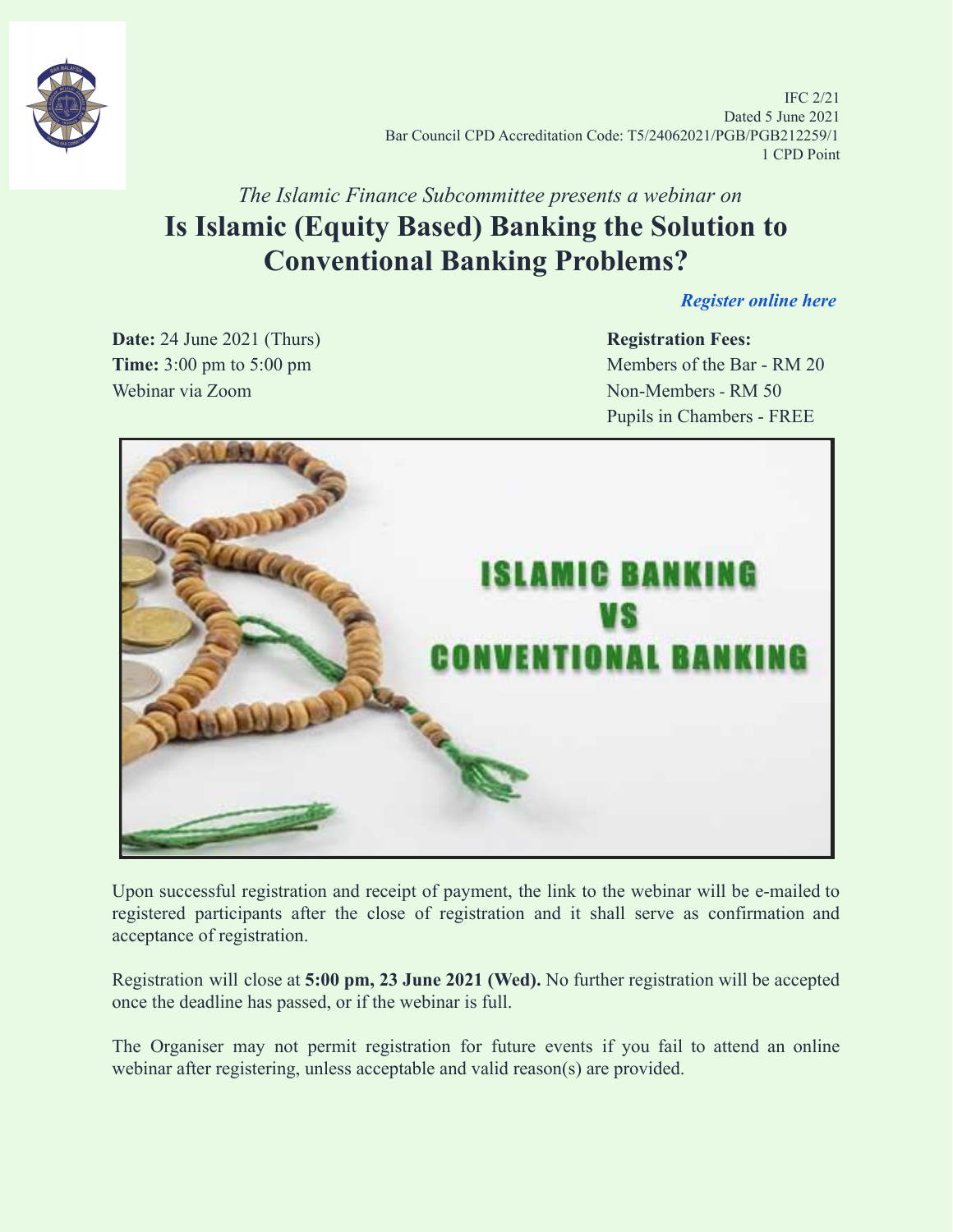IFC 2/21
Dated 5 June 2021
Bar Council CPD Accreditation Code: T5/24062021/PGB/PGB212259/1
1 CPD Point

*The Islamic Finance Subcommittee presents a webinar on*

# Is Islamic (Equity Based) Banking the Solution to Conventional Banking Problems?

***Register online here***

**Date:** 24 June 2021 (Thurs)
**Time:** 3:00 pm to 5:00 pm
Webinar via Zoom

**Registration Fees:**
Members of the Bar - RM 20
Non-Members - RM 50
Pupils in Chambers - FREE

Upon successful registration and receipt of payment, the link to the webinar will be e-mailed to registered participants after the close of registration and it shall serve as confirmation and acceptance of registration.

Registration will close at **5:00 pm, 23 June 2021 (Wed).** No further registration will be accepted once the deadline has passed, or if the webinar is full.

The Organiser may not permit registration for future events if you fail to attend an online webinar after registering, unless acceptable and valid reason(s) are provided.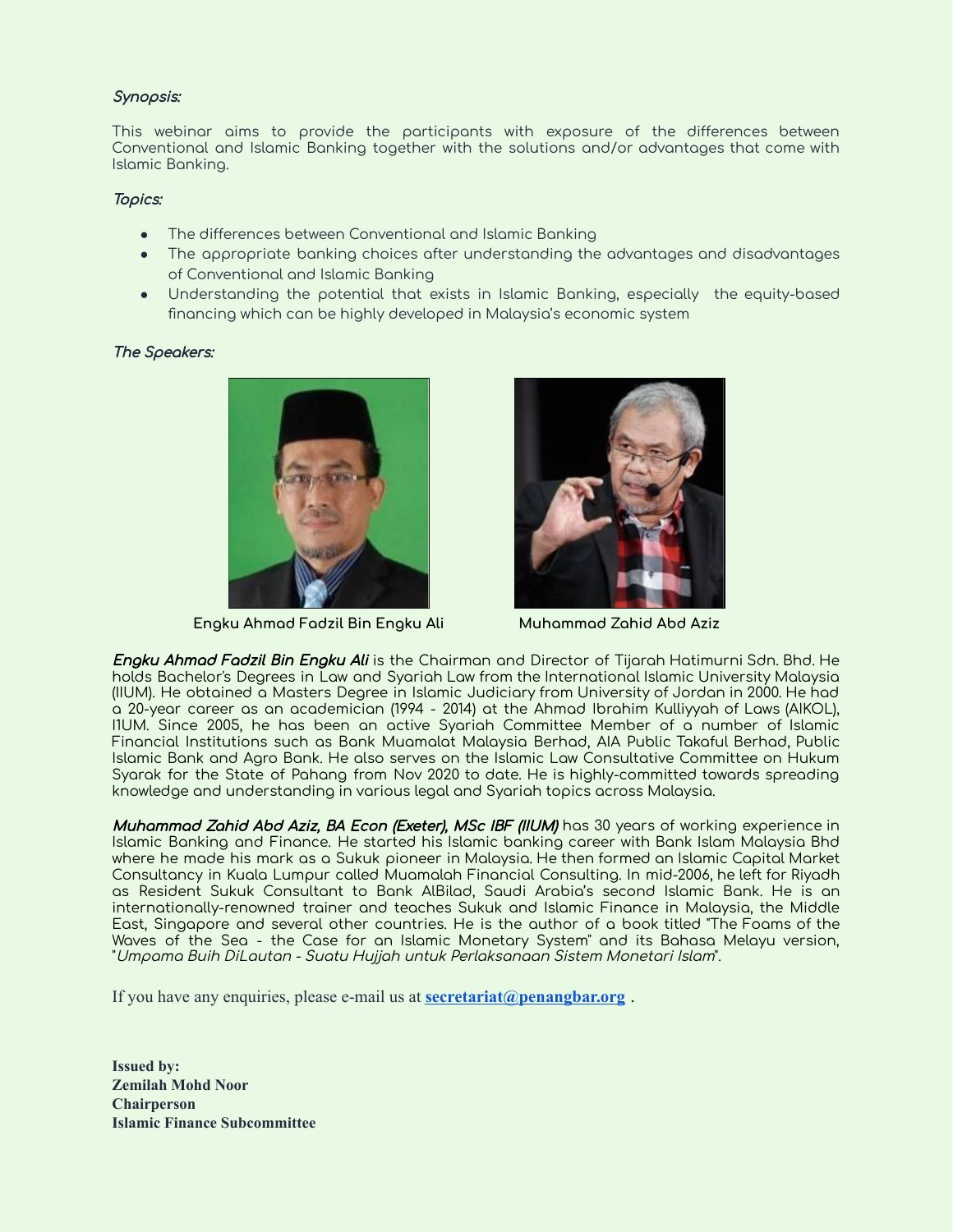***Synopsis:***

This webinar aims to provide the participants with exposure of the differences between Conventional and Islamic Banking together with the solutions and/or advantages that come with Islamic Banking.

***Topics:***

- The differences between Conventional and Islamic Banking
- The appropriate banking choices after understanding the advantages and disadvantages of Conventional and Islamic Banking
- Understanding the potential that exists in Islamic Banking, especially the equity-based financing which can be highly developed in Malaysia's economic system

***The Speakers:***

**Engku Ahmad Fadzil Bin Engku Ali** **Muhammad Zahid Abd Aziz**

***Engku Ahmad Fadzil Bin Engku Ali*** is the Chairman and Director of Tijarah Hatimurni Sdn. Bhd. He holds Bachelor's Degrees in Law and Syariah Law from the International Islamic University Malaysia (IIUM). He obtained a Masters Degree in Islamic Judiciary from University of Jordan in 2000. He had a 20-year career as an academician (1994 - 2014) at the Ahmad Ibrahim Kulliyyah of Laws (AIKOL), I1UM. Since 2005, he has been an active Syariah Committee Member of a number of Islamic Financial Institutions such as Bank Muamalat Malaysia Berhad, AIA Public Takaful Berhad, Public Islamic Bank and Agro Bank. He also serves on the Islamic Law Consultative Committee on Hukum Syarak for the State of Pahang from Nov 2020 to date. He is highly-committed towards spreading knowledge and understanding in various legal and Syariah topics across Malaysia.

***Muhammad Zahid Abd Aziz, BA Econ (Exeter), MSc IBF (IIUM)*** has 30 years of working experience in Islamic Banking and Finance. He started his Islamic banking career with Bank Islam Malaysia Bhd where he made his mark as a Sukuk pioneer in Malaysia. He then formed an Islamic Capital Market Consultancy in Kuala Lumpur called Muamalah Financial Consulting. In mid-2006, he left for Riyadh as Resident Sukuk Consultant to Bank AlBilad, Saudi Arabia's second Islamic Bank. He is an internationally-renowned trainer and teaches Sukuk and Islamic Finance in Malaysia, the Middle East, Singapore and several other countries. He is the author of a book titled "The Foams of the Waves of the Sea - the Case for an Islamic Monetary System" and its Bahasa Melayu version, "*Umpama Buih DiLautan - Suatu Hujjah untuk Perlaksanaan Sistem Monetari Islam*".

If you have any enquiries, please e-mail us at **secretariat@penangbar.org** .

**Issued by:**
**Zemilah Mohd Noor**
**Chairperson**
**Islamic Finance Subcommittee**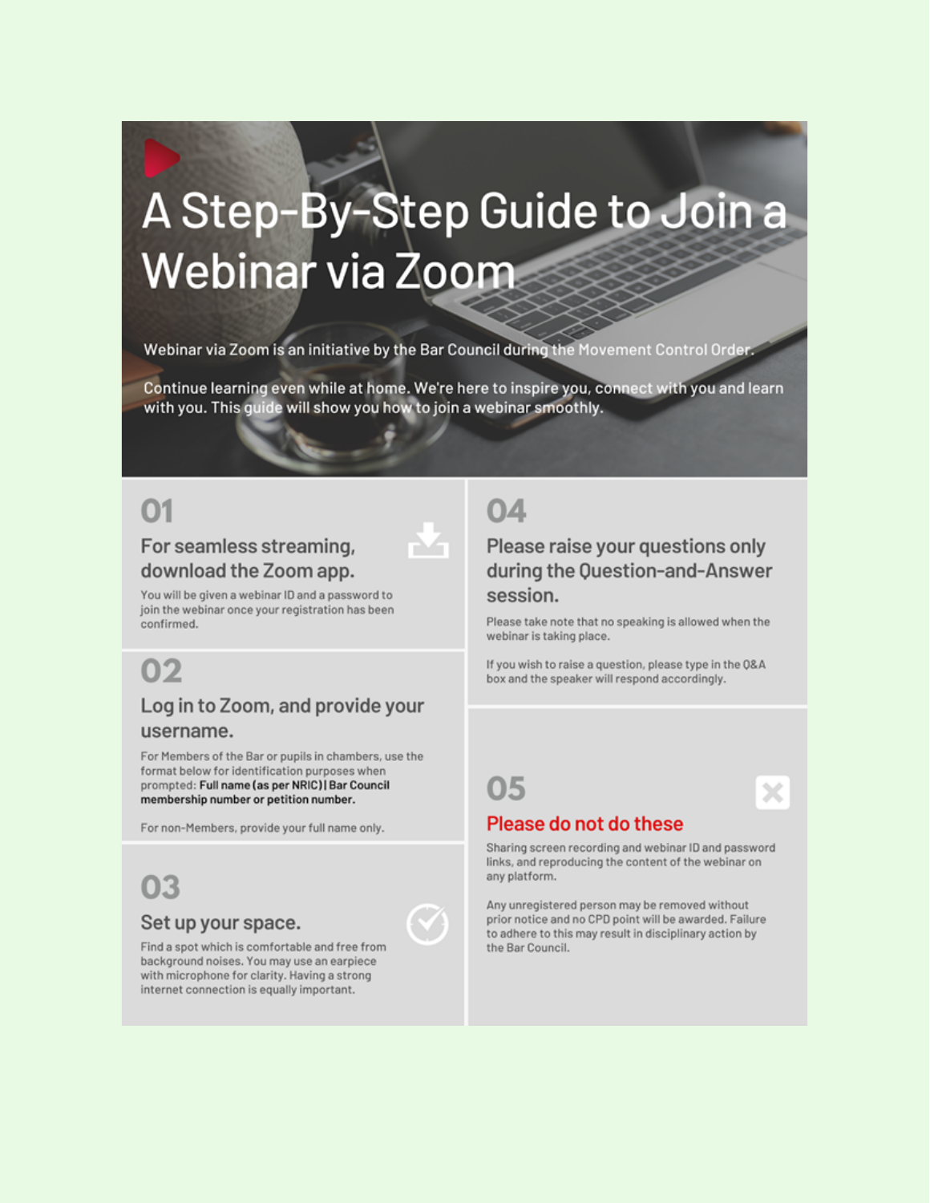# A Step-By-Step Guide to Join a Webinar via Zoom

Webinar via Zoom is an initiative by the Bar Council during the Movement Control Order.

Continue learning even while at home. We're here to inspire you, connect with you and learn with you. This guide will show you how to join a webinar smoothly.

## 01

### For seamless streaming, download the Zoom app.

You will be given a webinar ID and a password to join the webinar once your registration has been confirmed.

## 02

### Log in to Zoom, and provide your username.

For Members of the Bar or pupils in chambers, use the format below for identification purposes when prompted: **Full name (as per NRIC) | Bar Council membership number or petition number.**

For non-Members, provide your full name only.

## 03

### Set up your space.

Find a spot which is comfortable and free from background noises. You may use an earpiece with microphone for clarity. Having a strong internet connection is equally important.

## 04

### Please raise your questions only during the Question-and-Answer session.

Please take note that no speaking is allowed when the webinar is taking place.

If you wish to raise a question, please type in the Q&A box and the speaker will respond accordingly.

## 05

### Please do not do these

Sharing screen recording and webinar ID and password links, and reproducing the content of the webinar on any platform.

Any unregistered person may be removed without prior notice and no CPD point will be awarded. Failure to adhere to this may result in disciplinary action by the Bar Council.